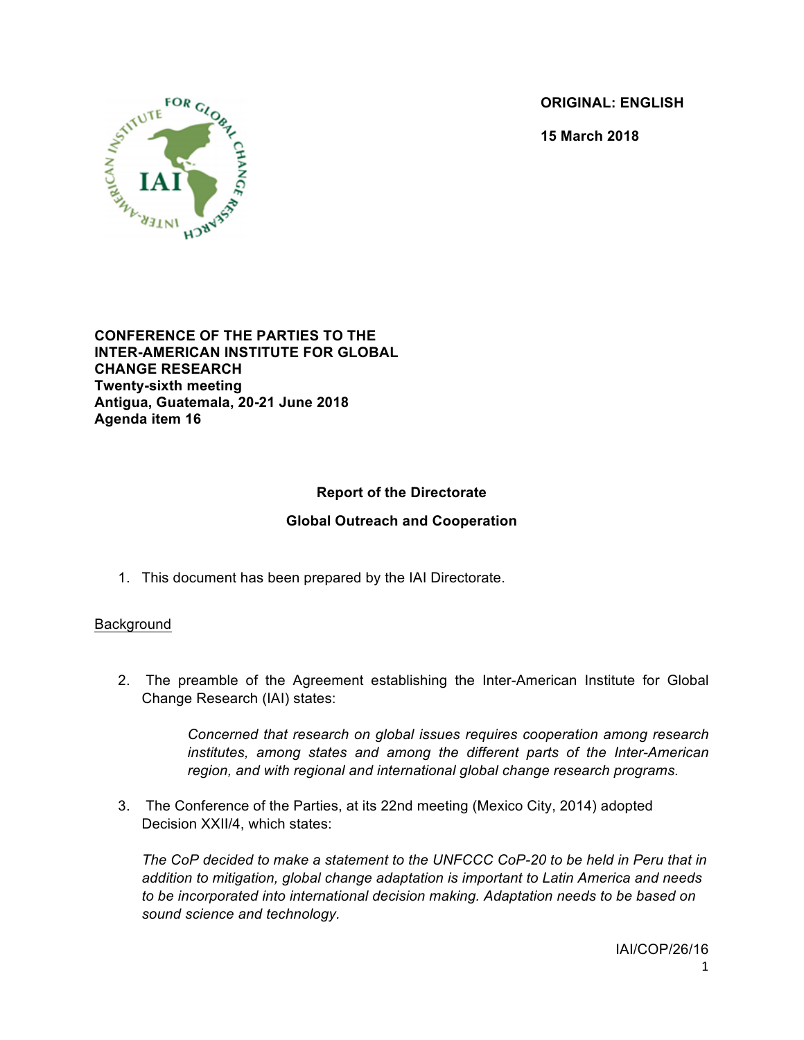**ORIGINAL: ENGLISH**

**15 March 2018**

**CONFERENCE OF THE PARTIES TO THE INTER-AMERICAN INSTITUTE FOR GLOBAL CHANGE RESEARCH**
**Twenty-sixth meeting**
**Antigua, Guatemala, 20-21 June 2018**
**Agenda item 16**

## Report of the Directorate

## Global Outreach and Cooperation

1. This document has been prepared by the IAI Directorate.

<u>Background</u>

2. The preamble of the Agreement establishing the Inter-American Institute for Global Change Research (IAI) states:

   > *Concerned that research on global issues requires cooperation among research institutes, among states and among the different parts of the Inter-American region, and with regional and international global change research programs.*

3. The Conference of the Parties, at its 22nd meeting (Mexico City, 2014) adopted Decision XXII/4, which states:

   *The CoP decided to make a statement to the UNFCCC CoP-20 to be held in Peru that in addition to mitigation, global change adaptation is important to Latin America and needs to be incorporated into international decision making. Adaptation needs to be based on sound science and technology.*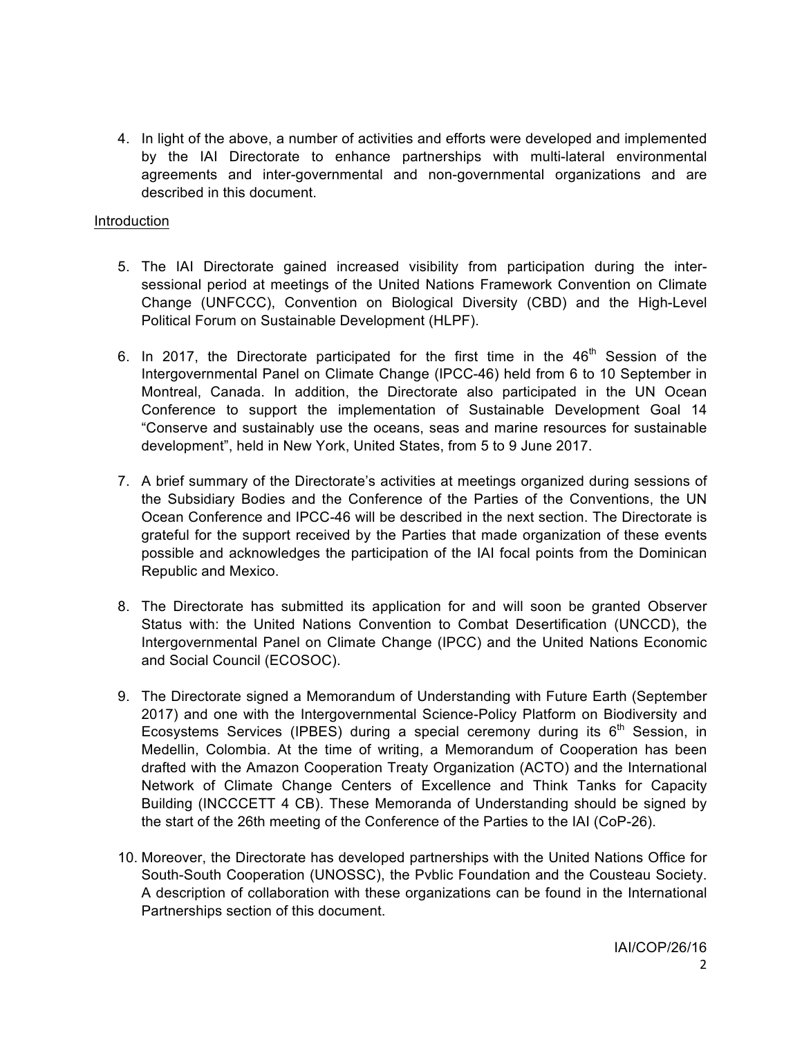4. In light of the above, a number of activities and efforts were developed and implemented by the IAI Directorate to enhance partnerships with multi-lateral environmental agreements and inter-governmental and non-governmental organizations and are described in this document.

Introduction

5. The IAI Directorate gained increased visibility from participation during the inter-sessional period at meetings of the United Nations Framework Convention on Climate Change (UNFCCC), Convention on Biological Diversity (CBD) and the High-Level Political Forum on Sustainable Development (HLPF).

6. In 2017, the Directorate participated for the first time in the 46th Session of the Intergovernmental Panel on Climate Change (IPCC-46) held from 6 to 10 September in Montreal, Canada. In addition, the Directorate also participated in the UN Ocean Conference to support the implementation of Sustainable Development Goal 14 "Conserve and sustainably use the oceans, seas and marine resources for sustainable development", held in New York, United States, from 5 to 9 June 2017.

7. A brief summary of the Directorate's activities at meetings organized during sessions of the Subsidiary Bodies and the Conference of the Parties of the Conventions, the UN Ocean Conference and IPCC-46 will be described in the next section. The Directorate is grateful for the support received by the Parties that made organization of these events possible and acknowledges the participation of the IAI focal points from the Dominican Republic and Mexico.

8. The Directorate has submitted its application for and will soon be granted Observer Status with: the United Nations Convention to Combat Desertification (UNCCD), the Intergovernmental Panel on Climate Change (IPCC) and the United Nations Economic and Social Council (ECOSOC).

9. The Directorate signed a Memorandum of Understanding with Future Earth (September 2017) and one with the Intergovernmental Science-Policy Platform on Biodiversity and Ecosystems Services (IPBES) during a special ceremony during its 6th Session, in Medellin, Colombia. At the time of writing, a Memorandum of Cooperation has been drafted with the Amazon Cooperation Treaty Organization (ACTO) and the International Network of Climate Change Centers of Excellence and Think Tanks for Capacity Building (INCCCETT 4 CB). These Memoranda of Understanding should be signed by the start of the 26th meeting of the Conference of the Parties to the IAI (CoP-26).

10. Moreover, the Directorate has developed partnerships with the United Nations Office for South-South Cooperation (UNOSSC), the Pvblic Foundation and the Cousteau Society. A description of collaboration with these organizations can be found in the International Partnerships section of this document.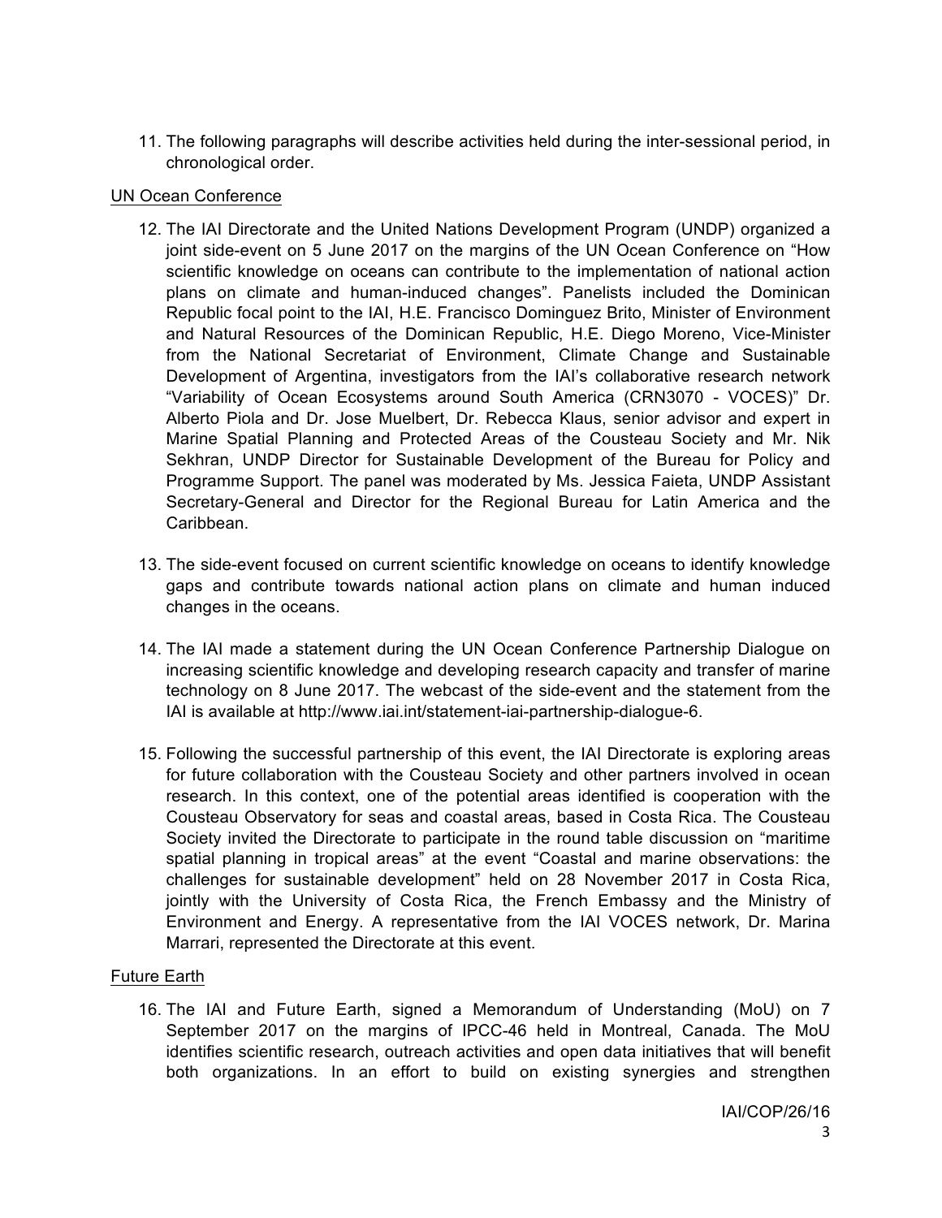11. The following paragraphs will describe activities held during the inter-sessional period, in chronological order.

UN Ocean Conference

12. The IAI Directorate and the United Nations Development Program (UNDP) organized a joint side-event on 5 June 2017 on the margins of the UN Ocean Conference on "How scientific knowledge on oceans can contribute to the implementation of national action plans on climate and human-induced changes". Panelists included the Dominican Republic focal point to the IAI, H.E. Francisco Dominguez Brito, Minister of Environment and Natural Resources of the Dominican Republic, H.E. Diego Moreno, Vice-Minister from the National Secretariat of Environment, Climate Change and Sustainable Development of Argentina, investigators from the IAI's collaborative research network "Variability of Ocean Ecosystems around South America (CRN3070 - VOCES)" Dr. Alberto Piola and Dr. Jose Muelbert, Dr. Rebecca Klaus, senior advisor and expert in Marine Spatial Planning and Protected Areas of the Cousteau Society and Mr. Nik Sekhran, UNDP Director for Sustainable Development of the Bureau for Policy and Programme Support. The panel was moderated by Ms. Jessica Faieta, UNDP Assistant Secretary-General and Director for the Regional Bureau for Latin America and the Caribbean.

13. The side-event focused on current scientific knowledge on oceans to identify knowledge gaps and contribute towards national action plans on climate and human induced changes in the oceans.

14. The IAI made a statement during the UN Ocean Conference Partnership Dialogue on increasing scientific knowledge and developing research capacity and transfer of marine technology on 8 June 2017. The webcast of the side-event and the statement from the IAI is available at http://www.iai.int/statement-iai-partnership-dialogue-6.

15. Following the successful partnership of this event, the IAI Directorate is exploring areas for future collaboration with the Cousteau Society and other partners involved in ocean research. In this context, one of the potential areas identified is cooperation with the Cousteau Observatory for seas and coastal areas, based in Costa Rica. The Cousteau Society invited the Directorate to participate in the round table discussion on "maritime spatial planning in tropical areas" at the event "Coastal and marine observations: the challenges for sustainable development" held on 28 November 2017 in Costa Rica, jointly with the University of Costa Rica, the French Embassy and the Ministry of Environment and Energy. A representative from the IAI VOCES network, Dr. Marina Marrari, represented the Directorate at this event.

Future Earth

16. The IAI and Future Earth, signed a Memorandum of Understanding (MoU) on 7 September 2017 on the margins of IPCC-46 held in Montreal, Canada. The MoU identifies scientific research, outreach activities and open data initiatives that will benefit both organizations. In an effort to build on existing synergies and strengthen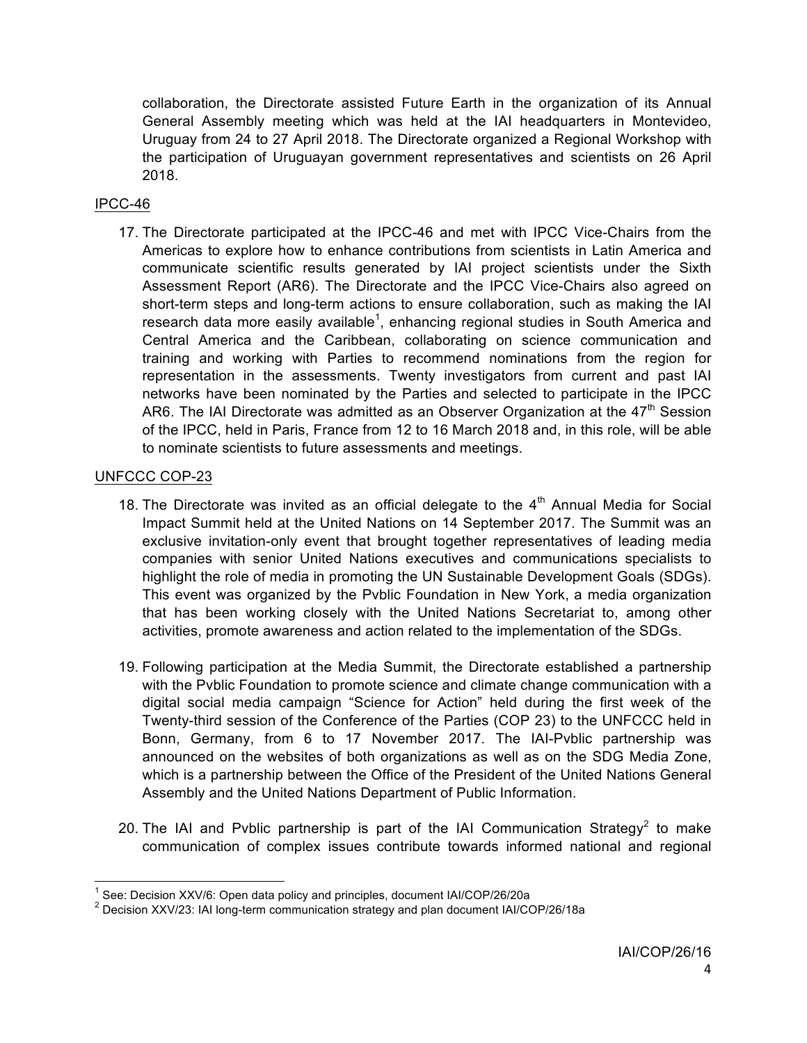collaboration, the Directorate assisted Future Earth in the organization of its Annual General Assembly meeting which was held at the IAI headquarters in Montevideo, Uruguay from 24 to 27 April 2018. The Directorate organized a Regional Workshop with the participation of Uruguayan government representatives and scientists on 26 April 2018.

IPCC-46

17. The Directorate participated at the IPCC-46 and met with IPCC Vice-Chairs from the Americas to explore how to enhance contributions from scientists in Latin America and communicate scientific results generated by IAI project scientists under the Sixth Assessment Report (AR6). The Directorate and the IPCC Vice-Chairs also agreed on short-term steps and long-term actions to ensure collaboration, such as making the IAI research data more easily available[1], enhancing regional studies in South America and Central America and the Caribbean, collaborating on science communication and training and working with Parties to recommend nominations from the region for representation in the assessments. Twenty investigators from current and past IAI networks have been nominated by the Parties and selected to participate in the IPCC AR6. The IAI Directorate was admitted as an Observer Organization at the 47th Session of the IPCC, held in Paris, France from 12 to 16 March 2018 and, in this role, will be able to nominate scientists to future assessments and meetings.

UNFCCC COP-23

18. The Directorate was invited as an official delegate to the 4th Annual Media for Social Impact Summit held at the United Nations on 14 September 2017. The Summit was an exclusive invitation-only event that brought together representatives of leading media companies with senior United Nations executives and communications specialists to highlight the role of media in promoting the UN Sustainable Development Goals (SDGs). This event was organized by the Pvblic Foundation in New York, a media organization that has been working closely with the United Nations Secretariat to, among other activities, promote awareness and action related to the implementation of the SDGs.

19. Following participation at the Media Summit, the Directorate established a partnership with the Pvblic Foundation to promote science and climate change communication with a digital social media campaign "Science for Action" held during the first week of the Twenty-third session of the Conference of the Parties (COP 23) to the UNFCCC held in Bonn, Germany, from 6 to 17 November 2017. The IAI-Pvblic partnership was announced on the websites of both organizations as well as on the SDG Media Zone, which is a partnership between the Office of the President of the United Nations General Assembly and the United Nations Department of Public Information.

20. The IAI and Pvblic partnership is part of the IAI Communication Strategy[2] to make communication of complex issues contribute towards informed national and regional

[1] See: Decision XXV/6: Open data policy and principles, document IAI/COP/26/20a

[2] Decision XXV/23: IAI long-term communication strategy and plan document IAI/COP/26/18a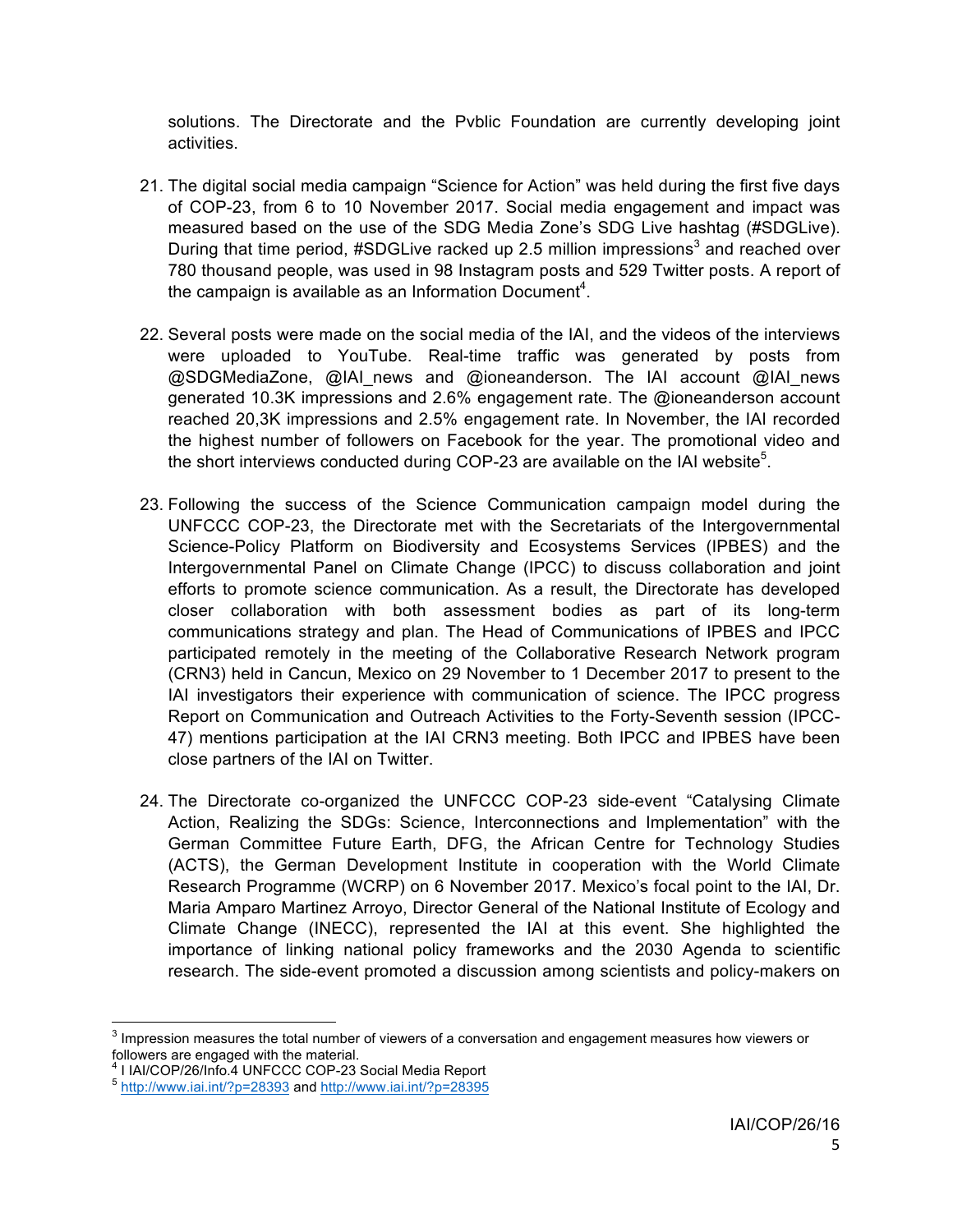solutions. The Directorate and the Pvblic Foundation are currently developing joint activities.

21. The digital social media campaign "Science for Action" was held during the first five days of COP-23, from 6 to 10 November 2017. Social media engagement and impact was measured based on the use of the SDG Media Zone's SDG Live hashtag (#SDGLive). During that time period, #SDGLive racked up 2.5 million impressions[3] and reached over 780 thousand people, was used in 98 Instagram posts and 529 Twitter posts. A report of the campaign is available as an Information Document[4].

22. Several posts were made on the social media of the IAI, and the videos of the interviews were uploaded to YouTube. Real-time traffic was generated by posts from @SDGMediaZone, @IAI_news and @ioneanderson. The IAI account @IAI_news generated 10.3K impressions and 2.6% engagement rate. The @ioneanderson account reached 20,3K impressions and 2.5% engagement rate. In November, the IAI recorded the highest number of followers on Facebook for the year. The promotional video and the short interviews conducted during COP-23 are available on the IAI website[5].

23. Following the success of the Science Communication campaign model during the UNFCCC COP-23, the Directorate met with the Secretariats of the Intergovernmental Science-Policy Platform on Biodiversity and Ecosystems Services (IPBES) and the Intergovernmental Panel on Climate Change (IPCC) to discuss collaboration and joint efforts to promote science communication. As a result, the Directorate has developed closer collaboration with both assessment bodies as part of its long-term communications strategy and plan. The Head of Communications of IPBES and IPCC participated remotely in the meeting of the Collaborative Research Network program (CRN3) held in Cancun, Mexico on 29 November to 1 December 2017 to present to the IAI investigators their experience with communication of science. The IPCC progress Report on Communication and Outreach Activities to the Forty-Seventh session (IPCC-47) mentions participation at the IAI CRN3 meeting. Both IPCC and IPBES have been close partners of the IAI on Twitter.

24. The Directorate co-organized the UNFCCC COP-23 side-event "Catalysing Climate Action, Realizing the SDGs: Science, Interconnections and Implementation" with the German Committee Future Earth, DFG, the African Centre for Technology Studies (ACTS), the German Development Institute in cooperation with the World Climate Research Programme (WCRP) on 6 November 2017. Mexico's focal point to the IAI, Dr. Maria Amparo Martinez Arroyo, Director General of the National Institute of Ecology and Climate Change (INECC), represented the IAI at this event. She highlighted the importance of linking national policy frameworks and the 2030 Agenda to scientific research. The side-event promoted a discussion among scientists and policy-makers on

---

[3] Impression measures the total number of viewers of a conversation and engagement measures how viewers or followers are engaged with the material.

[4] I IAI/COP/26/Info.4 UNFCCC COP-23 Social Media Report

[5] http://www.iai.int/?p=28393 and http://www.iai.int/?p=28395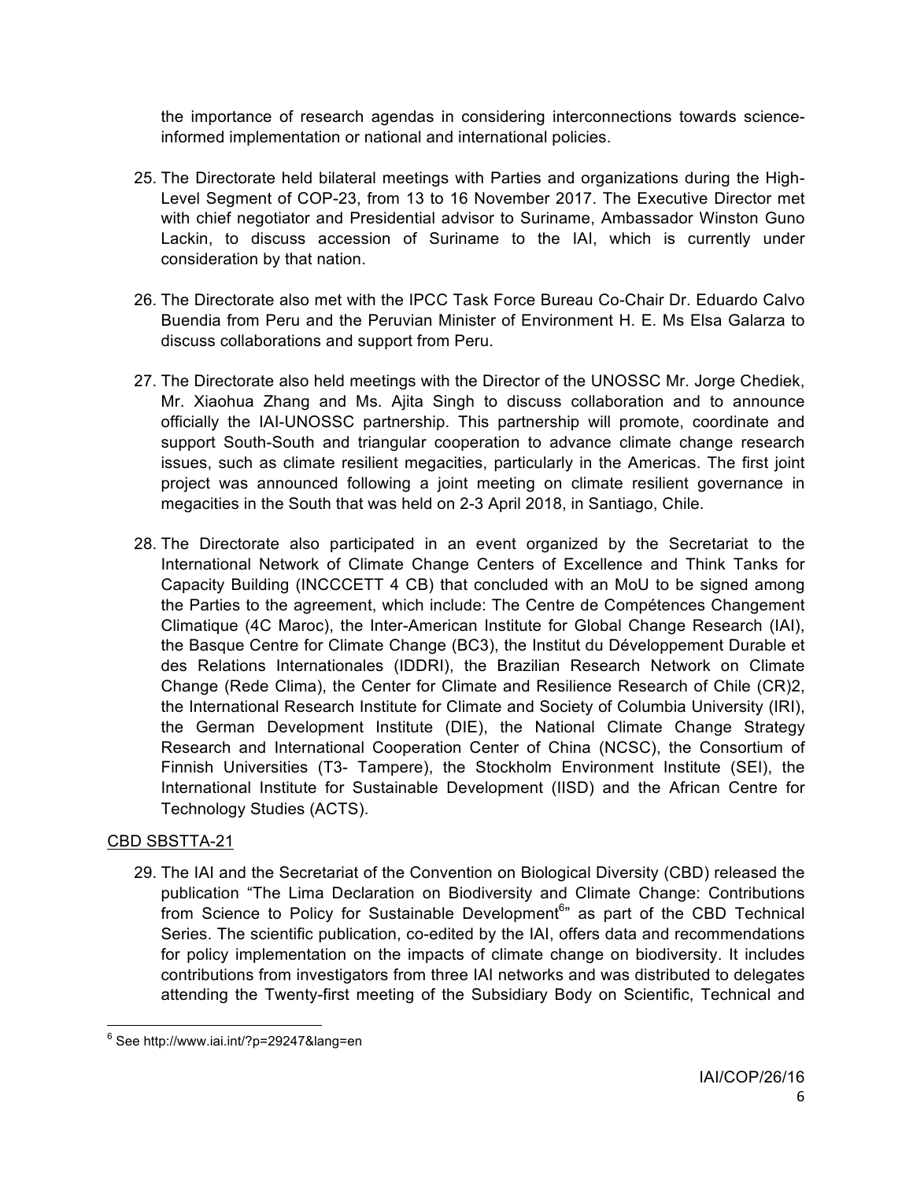the importance of research agendas in considering interconnections towards science-informed implementation or national and international policies.

25. The Directorate held bilateral meetings with Parties and organizations during the High-Level Segment of COP-23, from 13 to 16 November 2017. The Executive Director met with chief negotiator and Presidential advisor to Suriname, Ambassador Winston Guno Lackin, to discuss accession of Suriname to the IAI, which is currently under consideration by that nation.

26. The Directorate also met with the IPCC Task Force Bureau Co-Chair Dr. Eduardo Calvo Buendia from Peru and the Peruvian Minister of Environment H. E. Ms Elsa Galarza to discuss collaborations and support from Peru.

27. The Directorate also held meetings with the Director of the UNOSSC Mr. Jorge Chediek, Mr. Xiaohua Zhang and Ms. Ajita Singh to discuss collaboration and to announce officially the IAI-UNOSSC partnership. This partnership will promote, coordinate and support South-South and triangular cooperation to advance climate change research issues, such as climate resilient megacities, particularly in the Americas. The first joint project was announced following a joint meeting on climate resilient governance in megacities in the South that was held on 2-3 April 2018, in Santiago, Chile.

28. The Directorate also participated in an event organized by the Secretariat to the International Network of Climate Change Centers of Excellence and Think Tanks for Capacity Building (INCCCETT 4 CB) that concluded with an MoU to be signed among the Parties to the agreement, which include: The Centre de Compétences Changement Climatique (4C Maroc), the Inter-American Institute for Global Change Research (IAI), the Basque Centre for Climate Change (BC3), the Institut du Développement Durable et des Relations Internationales (IDDRI), the Brazilian Research Network on Climate Change (Rede Clima), the Center for Climate and Resilience Research of Chile (CR)2, the International Research Institute for Climate and Society of Columbia University (IRI), the German Development Institute (DIE), the National Climate Change Strategy Research and International Cooperation Center of China (NCSC), the Consortium of Finnish Universities (T3- Tampere), the Stockholm Environment Institute (SEI), the International Institute for Sustainable Development (IISD) and the African Centre for Technology Studies (ACTS).

<u>CBD SBSTTA-21</u>

29. The IAI and the Secretariat of the Convention on Biological Diversity (CBD) released the publication "The Lima Declaration on Biodiversity and Climate Change: Contributions from Science to Policy for Sustainable Development[6]" as part of the CBD Technical Series. The scientific publication, co-edited by the IAI, offers data and recommendations for policy implementation on the impacts of climate change on biodiversity. It includes contributions from investigators from three IAI networks and was distributed to delegates attending the Twenty-first meeting of the Subsidiary Body on Scientific, Technical and

---

[6] See http://www.iai.int/?p=29247&lang=en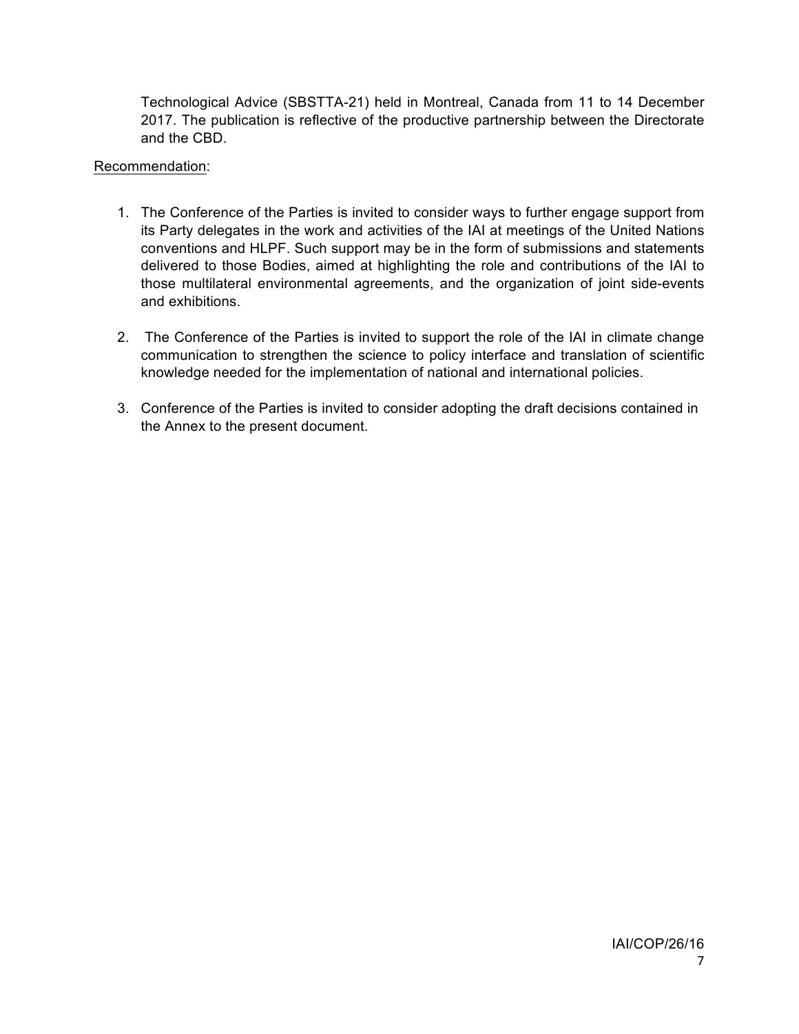Technological Advice (SBSTTA-21) held in Montreal, Canada from 11 to 14 December 2017. The publication is reflective of the productive partnership between the Directorate and the CBD.

Recommendation:

1. The Conference of the Parties is invited to consider ways to further engage support from its Party delegates in the work and activities of the IAI at meetings of the United Nations conventions and HLPF. Such support may be in the form of submissions and statements delivered to those Bodies, aimed at highlighting the role and contributions of the IAI to those multilateral environmental agreements, and the organization of joint side-events and exhibitions.

2. The Conference of the Parties is invited to support the role of the IAI in climate change communication to strengthen the science to policy interface and translation of scientific knowledge needed for the implementation of national and international policies.

3. Conference of the Parties is invited to consider adopting the draft decisions contained in the Annex to the present document.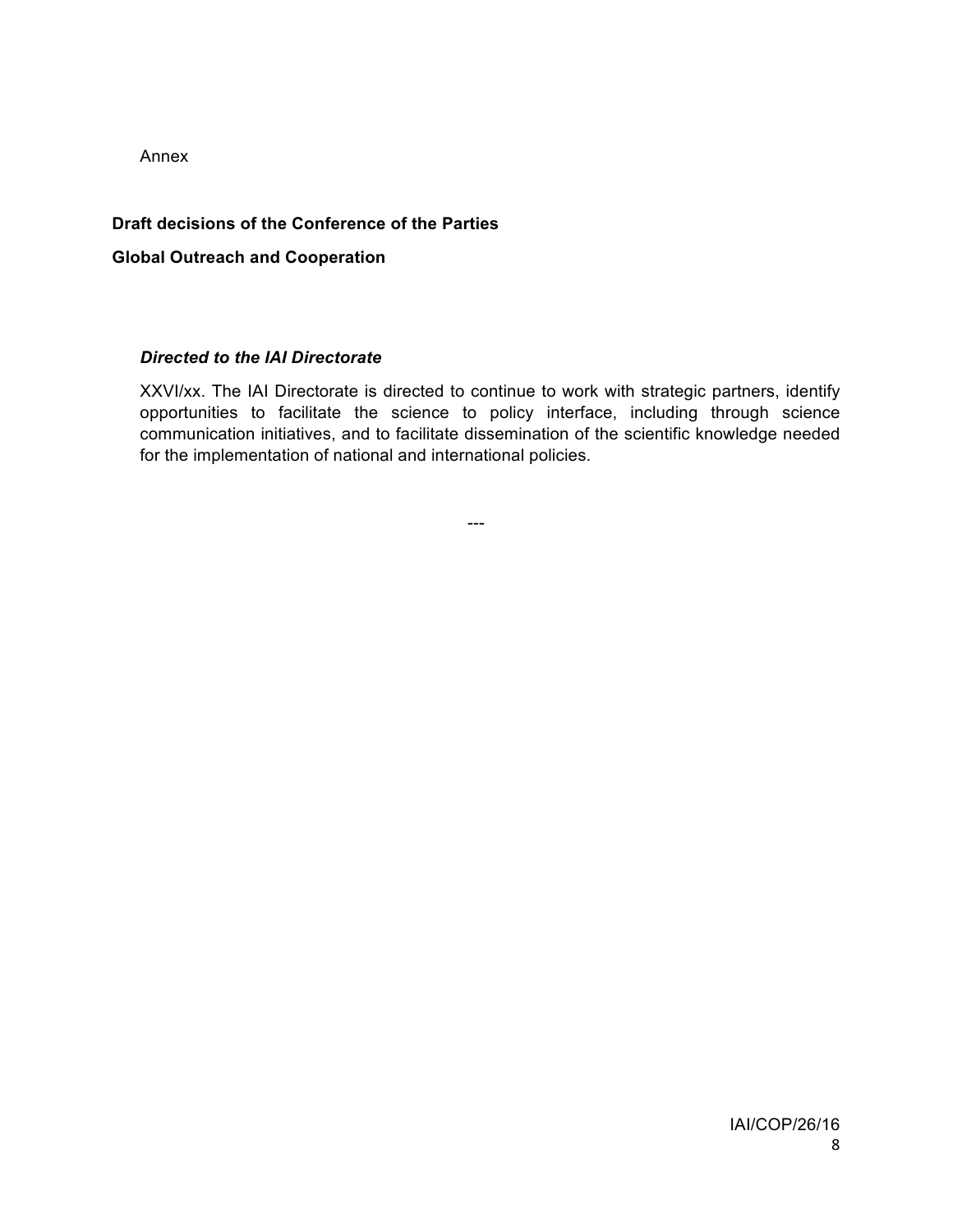Annex

**Draft decisions of the Conference of the Parties**

**Global Outreach and Cooperation**

***Directed to the IAI Directorate***

XXVI/xx. The IAI Directorate is directed to continue to work with strategic partners, identify opportunities to facilitate the science to policy interface, including through science communication initiatives, and to facilitate dissemination of the scientific knowledge needed for the implementation of national and international policies.

---